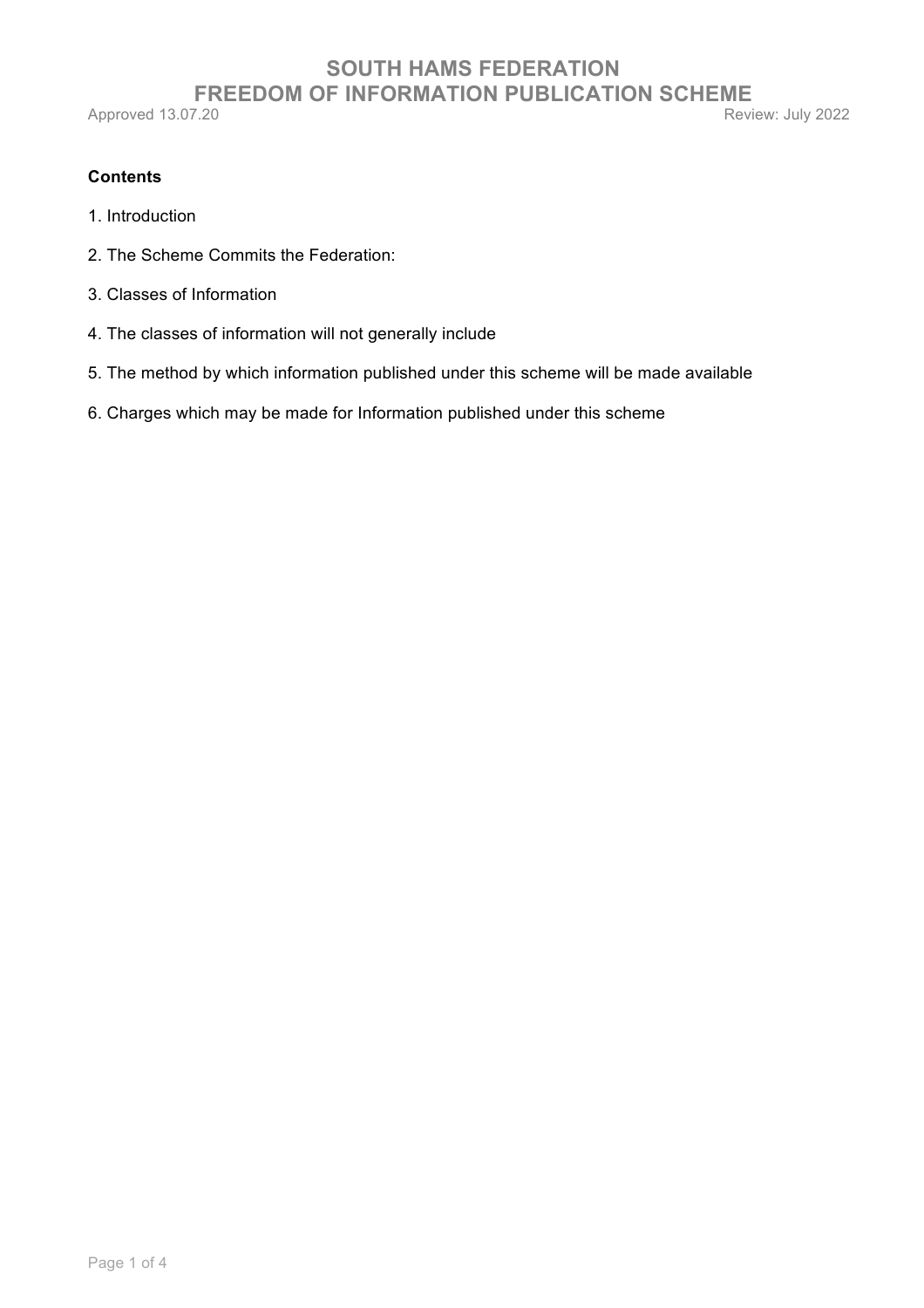# SOUTH HAMS FEDERATION
# FREEDOM OF INFORMATION PUBLICATION SCHEME

Approved 13.07.20 Review: July 2022

**Contents**

1. Introduction
2. The Scheme Commits the Federation:
3. Classes of Information
4. The classes of information will not generally include
5. The method by which information published under this scheme will be made available
6. Charges which may be made for Information published under this scheme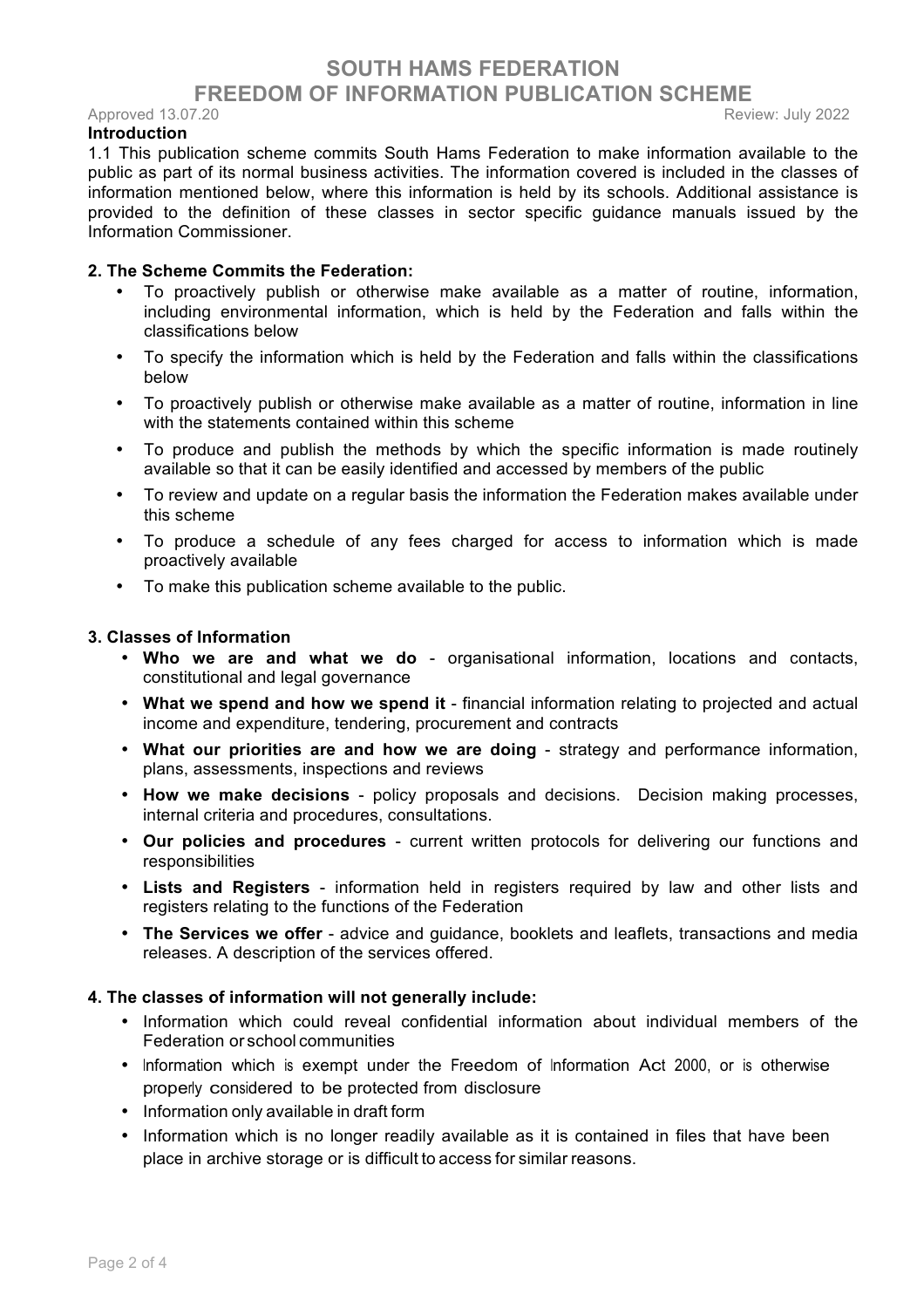# SOUTH HAMS FEDERATION
# FREEDOM OF INFORMATION PUBLICATION SCHEME

Approved 13.07.20 Review: July 2022

**Introduction**

1.1 This publication scheme commits South Hams Federation to make information available to the public as part of its normal business activities. The information covered is included in the classes of information mentioned below, where this information is held by its schools. Additional assistance is provided to the definition of these classes in sector specific guidance manuals issued by the Information Commissioner.

**2. The Scheme Commits the Federation:**

- To proactively publish or otherwise make available as a matter of routine, information, including environmental information, which is held by the Federation and falls within the classifications below
- To specify the information which is held by the Federation and falls within the classifications below
- To proactively publish or otherwise make available as a matter of routine, information in line with the statements contained within this scheme
- To produce and publish the methods by which the specific information is made routinely available so that it can be easily identified and accessed by members of the public
- To review and update on a regular basis the information the Federation makes available under this scheme
- To produce a schedule of any fees charged for access to information which is made proactively available
- To make this publication scheme available to the public.

**3. Classes of Information**

- **Who we are and what we do** - organisational information, locations and contacts, constitutional and legal governance
- **What we spend and how we spend it** - financial information relating to projected and actual income and expenditure, tendering, procurement and contracts
- **What our priorities are and how we are doing** - strategy and performance information, plans, assessments, inspections and reviews
- **How we make decisions** - policy proposals and decisions. Decision making processes, internal criteria and procedures, consultations.
- **Our policies and procedures** - current written protocols for delivering our functions and responsibilities
- **Lists and Registers** - information held in registers required by law and other lists and registers relating to the functions of the Federation
- **The Services we offer** - advice and guidance, booklets and leaflets, transactions and media releases. A description of the services offered.

**4. The classes of information will not generally include:**

- Information which could reveal confidential information about individual members of the Federation or school communities
- Information which is exempt under the Freedom of Information Act 2000, or is otherwise properly considered to be protected from disclosure
- Information only available in draft form
- Information which is no longer readily available as it is contained in files that have been place in archive storage or is difficult to access for similar reasons.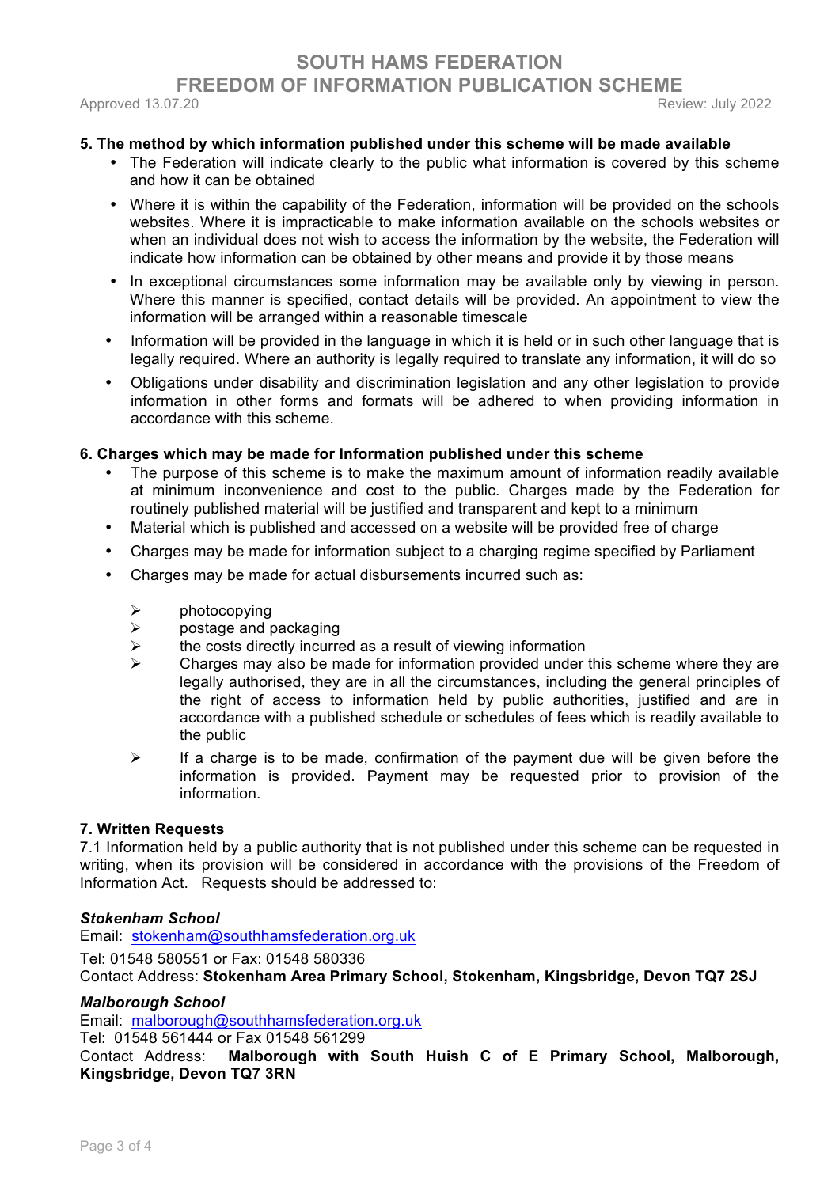### 5. The method by which information published under this scheme will be made available

- The Federation will indicate clearly to the public what information is covered by this scheme and how it can be obtained
- Where it is within the capability of the Federation, information will be provided on the schools websites. Where it is impracticable to make information available on the schools websites or when an individual does not wish to access the information by the website, the Federation will indicate how information can be obtained by other means and provide it by those means
- In exceptional circumstances some information may be available only by viewing in person. Where this manner is specified, contact details will be provided. An appointment to view the information will be arranged within a reasonable timescale
- Information will be provided in the language in which it is held or in such other language that is legally required. Where an authority is legally required to translate any information, it will do so
- Obligations under disability and discrimination legislation and any other legislation to provide information in other forms and formats will be adhered to when providing information in accordance with this scheme.

### 6. Charges which may be made for Information published under this scheme

- The purpose of this scheme is to make the maximum amount of information readily available at minimum inconvenience and cost to the public. Charges made by the Federation for routinely published material will be justified and transparent and kept to a minimum
- Material which is published and accessed on a website will be provided free of charge
- Charges may be made for information subject to a charging regime specified by Parliament
- Charges may be made for actual disbursements incurred such as:
  - photocopying
  - postage and packaging
  - the costs directly incurred as a result of viewing information
  - Charges may also be made for information provided under this scheme where they are legally authorised, they are in all the circumstances, including the general principles of the right of access to information held by public authorities, justified and are in accordance with a published schedule or schedules of fees which is readily available to the public
  - If a charge is to be made, confirmation of the payment due will be given before the information is provided. Payment may be requested prior to provision of the information.

### 7. Written Requests

7.1 Information held by a public authority that is not published under this scheme can be requested in writing, when its provision will be considered in accordance with the provisions of the Freedom of Information Act. Requests should be addressed to:

***Stokenham School***
Email: stokenham@southhamsfederation.org.uk

Tel: 01548 580551 or Fax: 01548 580336
Contact Address: **Stokenham Area Primary School, Stokenham, Kingsbridge, Devon TQ7 2SJ**

***Malborough School***
Email: malborough@southhamsfederation.org.uk
Tel: 01548 561444 or Fax 01548 561299
Contact Address: **Malborough with South Huish C of E Primary School, Malborough, Kingsbridge, Devon TQ7 3RN**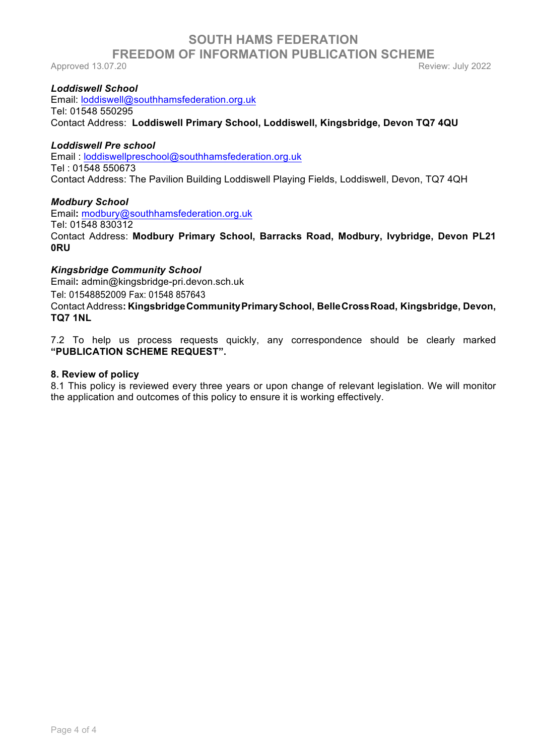***Loddiswell School***
Email: loddiswell@southhamsfederation.org.uk
Tel: 01548 550295
Contact Address: **Loddiswell Primary School, Loddiswell, Kingsbridge, Devon TQ7 4QU**

***Loddiswell Pre school***
Email : loddiswellpreschool@southhamsfederation.org.uk
Tel : 01548 550673
Contact Address: The Pavilion Building Loddiswell Playing Fields, Loddiswell, Devon, TQ7 4QH

***Modbury School***
Email**:** modbury@southhamsfederation.org.uk
Tel: 01548 830312
Contact Address: **Modbury Primary School, Barracks Road, Modbury, Ivybridge, Devon PL21 0RU**

***Kingsbridge Community School***
Email**:** admin@kingsbridge-pri.devon.sch.uk
Tel: 01548852009 Fax: 01548 857643
Contact Address**: Kingsbridge Community Primary School, Belle Cross Road, Kingsbridge, Devon, TQ7 1NL**

7.2 To help us process requests quickly, any correspondence should be clearly marked **"PUBLICATION SCHEME REQUEST".**

**8. Review of policy**

8.1 This policy is reviewed every three years or upon change of relevant legislation. We will monitor the application and outcomes of this policy to ensure it is working effectively.